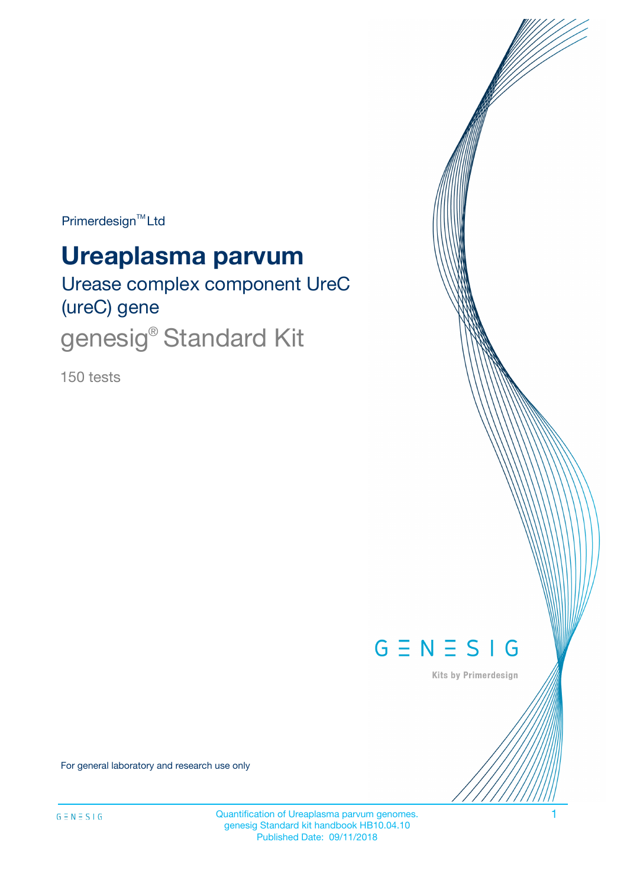Primerdesign™ Ltd

# Ureaplasma parvum

## Urease complex component UreC (ureC) gene

## genesig® Standard Kit

150 tests

For general laboratory and research use only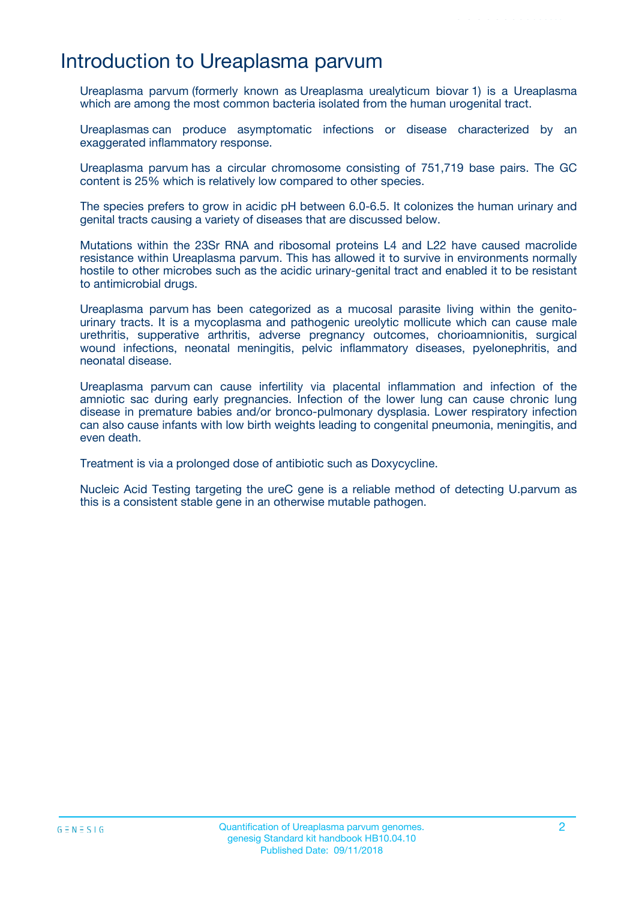# Introduction to Ureaplasma parvum

Ureaplasma parvum (formerly known as Ureaplasma urealyticum biovar 1) is a Ureaplasma which are among the most common bacteria isolated from the human urogenital tract.

Ureaplasmas can produce asymptomatic infections or disease characterized by an exaggerated inflammatory response.

Ureaplasma parvum has a circular chromosome consisting of 751,719 base pairs. The GC content is 25% which is relatively low compared to other species.

The species prefers to grow in acidic pH between 6.0-6.5. It colonizes the human urinary and genital tracts causing a variety of diseases that are discussed below.

Mutations within the 23Sr RNA and ribosomal proteins L4 and L22 have caused macrolide resistance within Ureaplasma parvum. This has allowed it to survive in environments normally hostile to other microbes such as the acidic urinary-genital tract and enabled it to be resistant to antimicrobial drugs.

Ureaplasma parvum has been categorized as a mucosal parasite living within the genito-urinary tracts. It is a mycoplasma and pathogenic ureolytic mollicute which can cause male urethritis, supperative arthritis, adverse pregnancy outcomes, chorioamnionitis, surgical wound infections, neonatal meningitis, pelvic inflammatory diseases, pyelonephritis, and neonatal disease.

Ureaplasma parvum can cause infertility via placental inflammation and infection of the amniotic sac during early pregnancies. Infection of the lower lung can cause chronic lung disease in premature babies and/or bronco-pulmonary dysplasia. Lower respiratory infection can also cause infants with low birth weights leading to congenital pneumonia, meningitis, and even death.

Treatment is via a prolonged dose of antibiotic such as Doxycycline.

Nucleic Acid Testing targeting the ureC gene is a reliable method of detecting U.parvum as this is a consistent stable gene in an otherwise mutable pathogen.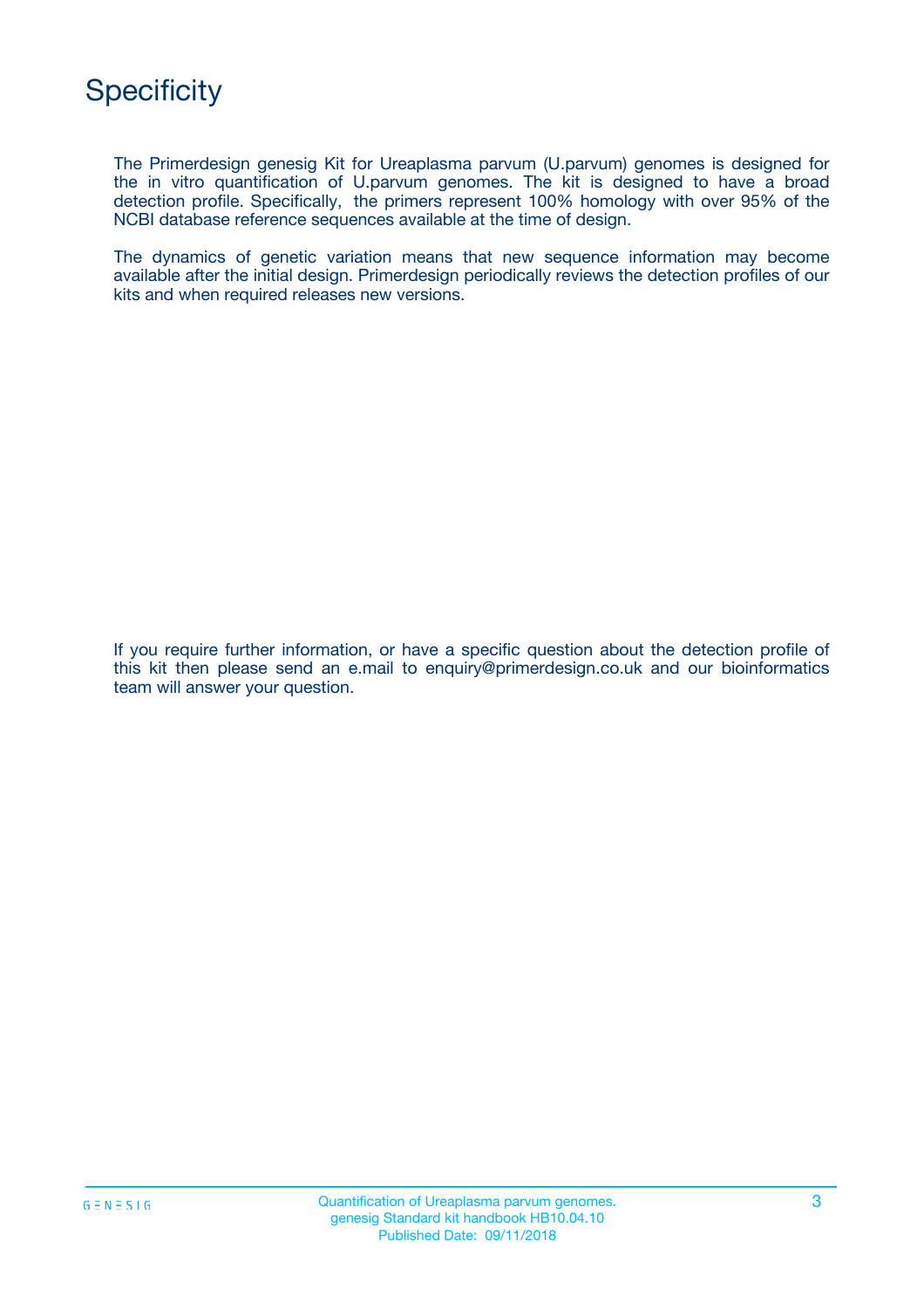# Specificity

The Primerdesign genesig Kit for Ureaplasma parvum (U.parvum) genomes is designed for the in vitro quantification of U.parvum genomes. The kit is designed to have a broad detection profile. Specifically, the primers represent 100% homology with over 95% of the NCBI database reference sequences available at the time of design.

The dynamics of genetic variation means that new sequence information may become available after the initial design. Primerdesign periodically reviews the detection profiles of our kits and when required releases new versions.

If you require further information, or have a specific question about the detection profile of this kit then please send an e.mail to enquiry@primerdesign.co.uk and our bioinformatics team will answer your question.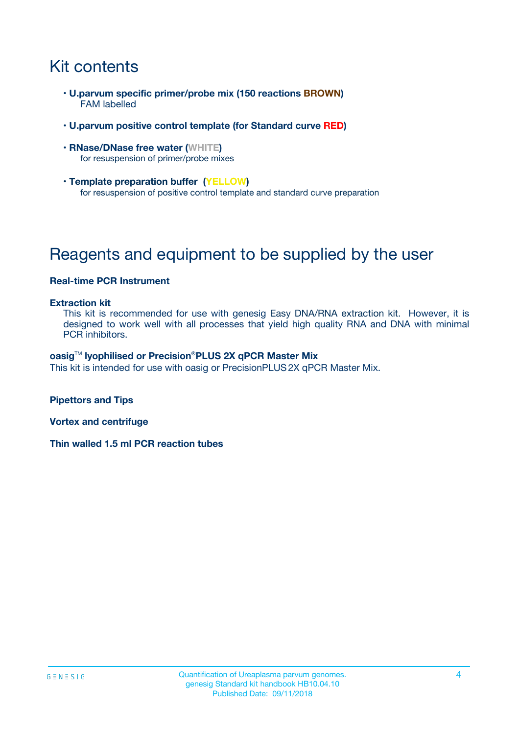# Kit contents

- **U.parvum specific primer/probe mix (150 reactions BROWN)**
  FAM labelled
- **U.parvum positive control template (for Standard curve RED)**
- **RNase/DNase free water (WHITE)**
  for resuspension of primer/probe mixes
- **Template preparation buffer (YELLOW)**
  for resuspension of positive control template and standard curve preparation

# Reagents and equipment to be supplied by the user

**Real-time PCR Instrument**

**Extraction kit**

This kit is recommended for use with genesig Easy DNA/RNA extraction kit. However, it is designed to work well with all processes that yield high quality RNA and DNA with minimal PCR inhibitors.

**oasig™ lyophilised or Precision®PLUS 2X qPCR Master Mix**

This kit is intended for use with oasig or PrecisionPLUS 2X qPCR Master Mix.

**Pipettors and Tips**

**Vortex and centrifuge**

**Thin walled 1.5 ml PCR reaction tubes**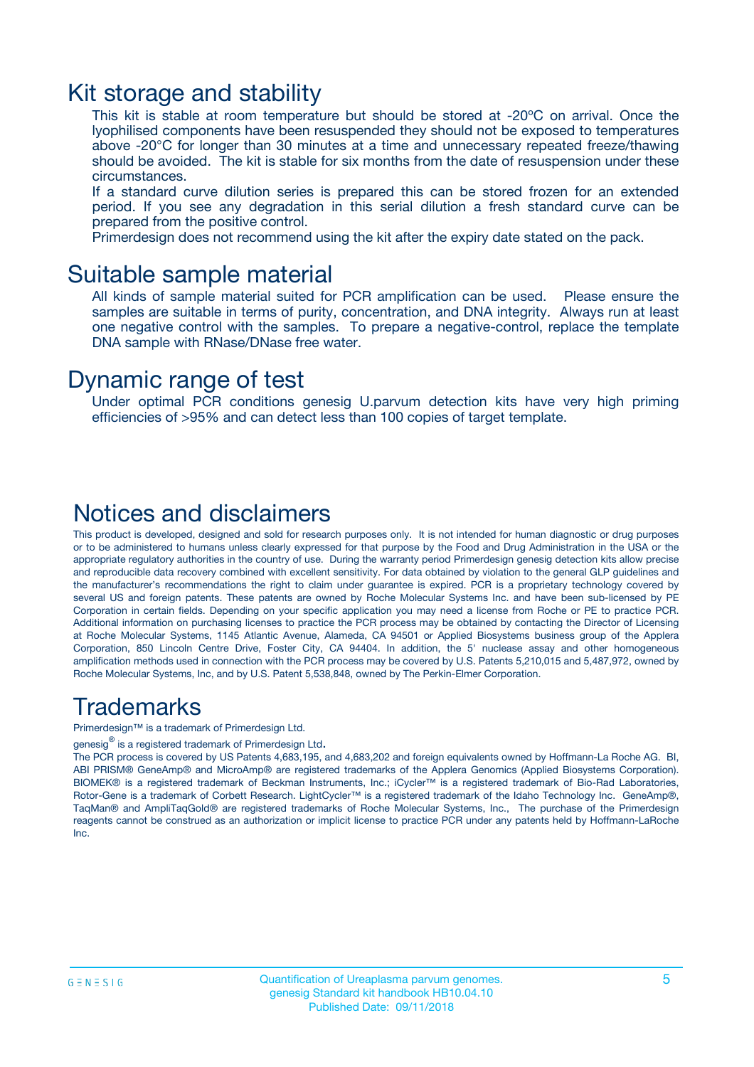# Kit storage and stability

This kit is stable at room temperature but should be stored at -20ºC on arrival. Once the lyophilised components have been resuspended they should not be exposed to temperatures above -20°C for longer than 30 minutes at a time and unnecessary repeated freeze/thawing should be avoided. The kit is stable for six months from the date of resuspension under these circumstances.

If a standard curve dilution series is prepared this can be stored frozen for an extended period. If you see any degradation in this serial dilution a fresh standard curve can be prepared from the positive control.

Primerdesign does not recommend using the kit after the expiry date stated on the pack.

# Suitable sample material

All kinds of sample material suited for PCR amplification can be used. Please ensure the samples are suitable in terms of purity, concentration, and DNA integrity. Always run at least one negative control with the samples. To prepare a negative-control, replace the template DNA sample with RNase/DNase free water.

# Dynamic range of test

Under optimal PCR conditions genesig U.parvum detection kits have very high priming efficiencies of >95% and can detect less than 100 copies of target template.

# Notices and disclaimers

This product is developed, designed and sold for research purposes only. It is not intended for human diagnostic or drug purposes or to be administered to humans unless clearly expressed for that purpose by the Food and Drug Administration in the USA or the appropriate regulatory authorities in the country of use. During the warranty period Primerdesign genesig detection kits allow precise and reproducible data recovery combined with excellent sensitivity. For data obtained by violation to the general GLP guidelines and the manufacturer's recommendations the right to claim under guarantee is expired. PCR is a proprietary technology covered by several US and foreign patents. These patents are owned by Roche Molecular Systems Inc. and have been sub-licensed by PE Corporation in certain fields. Depending on your specific application you may need a license from Roche or PE to practice PCR. Additional information on purchasing licenses to practice the PCR process may be obtained by contacting the Director of Licensing at Roche Molecular Systems, 1145 Atlantic Avenue, Alameda, CA 94501 or Applied Biosystems business group of the Applera Corporation, 850 Lincoln Centre Drive, Foster City, CA 94404. In addition, the 5' nuclease assay and other homogeneous amplification methods used in connection with the PCR process may be covered by U.S. Patents 5,210,015 and 5,487,972, owned by Roche Molecular Systems, Inc, and by U.S. Patent 5,538,848, owned by The Perkin-Elmer Corporation.

# Trademarks

Primerdesign™ is a trademark of Primerdesign Ltd.

genesig® is a registered trademark of Primerdesign Ltd.

The PCR process is covered by US Patents 4,683,195, and 4,683,202 and foreign equivalents owned by Hoffmann-La Roche AG. BI, ABI PRISM® GeneAmp® and MicroAmp® are registered trademarks of the Applera Genomics (Applied Biosystems Corporation). BIOMEK® is a registered trademark of Beckman Instruments, Inc.; iCycler™ is a registered trademark of Bio-Rad Laboratories, Rotor-Gene is a trademark of Corbett Research. LightCycler™ is a registered trademark of the Idaho Technology Inc. GeneAmp®, TaqMan® and AmpliTaqGold® are registered trademarks of Roche Molecular Systems, Inc., The purchase of the Primerdesign reagents cannot be construed as an authorization or implicit license to practice PCR under any patents held by Hoffmann-LaRoche Inc.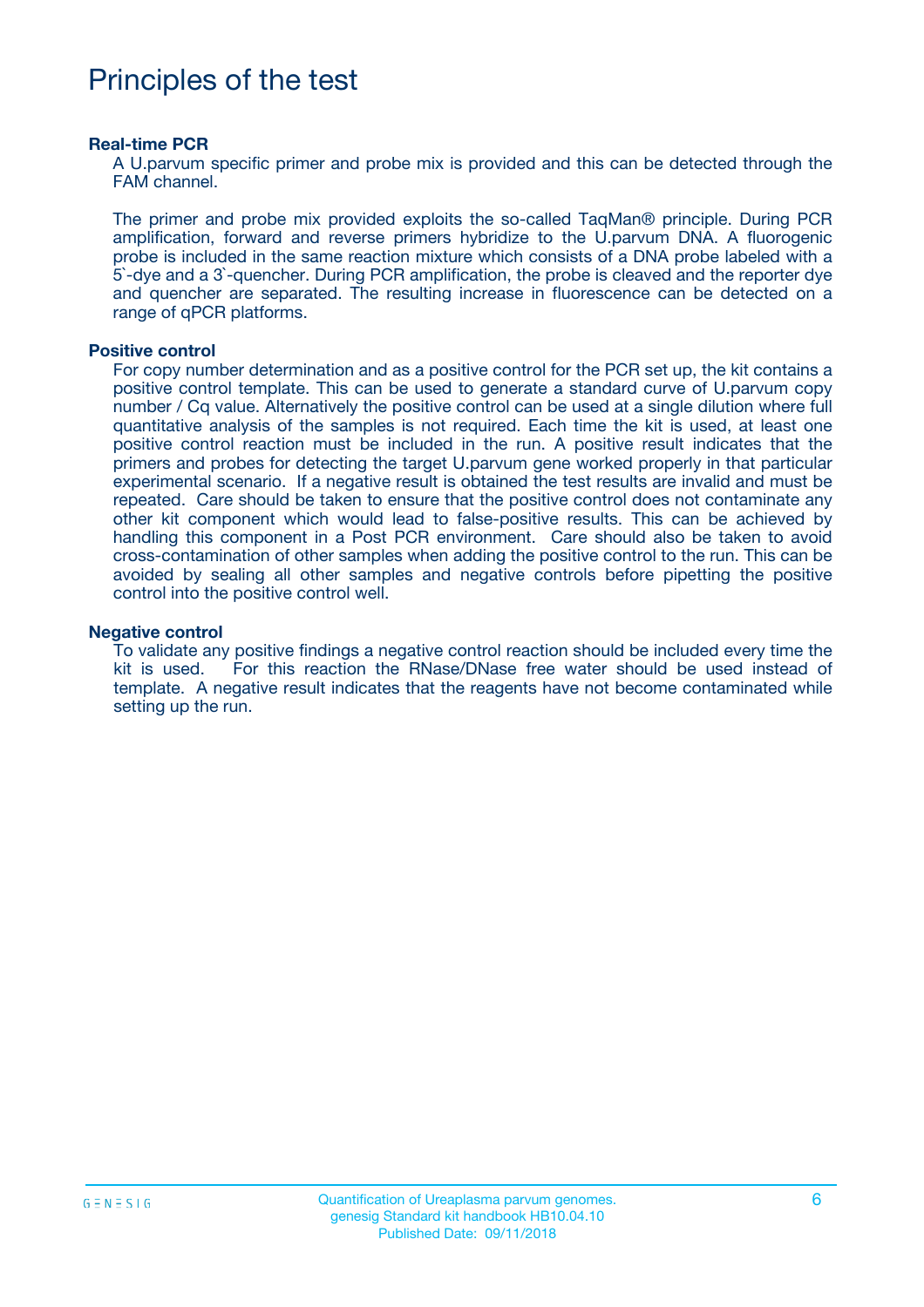# Principles of the test

### Real-time PCR

A U.parvum specific primer and probe mix is provided and this can be detected through the FAM channel.

The primer and probe mix provided exploits the so-called TaqMan® principle. During PCR amplification, forward and reverse primers hybridize to the U.parvum DNA. A fluorogenic probe is included in the same reaction mixture which consists of a DNA probe labeled with a 5`-dye and a 3`-quencher. During PCR amplification, the probe is cleaved and the reporter dye and quencher are separated. The resulting increase in fluorescence can be detected on a range of qPCR platforms.

### Positive control

For copy number determination and as a positive control for the PCR set up, the kit contains a positive control template. This can be used to generate a standard curve of U.parvum copy number / Cq value. Alternatively the positive control can be used at a single dilution where full quantitative analysis of the samples is not required. Each time the kit is used, at least one positive control reaction must be included in the run. A positive result indicates that the primers and probes for detecting the target U.parvum gene worked properly in that particular experimental scenario. If a negative result is obtained the test results are invalid and must be repeated. Care should be taken to ensure that the positive control does not contaminate any other kit component which would lead to false-positive results. This can be achieved by handling this component in a Post PCR environment. Care should also be taken to avoid cross-contamination of other samples when adding the positive control to the run. This can be avoided by sealing all other samples and negative controls before pipetting the positive control into the positive control well.

### Negative control

To validate any positive findings a negative control reaction should be included every time the kit is used. For this reaction the RNase/DNase free water should be used instead of template. A negative result indicates that the reagents have not become contaminated while setting up the run.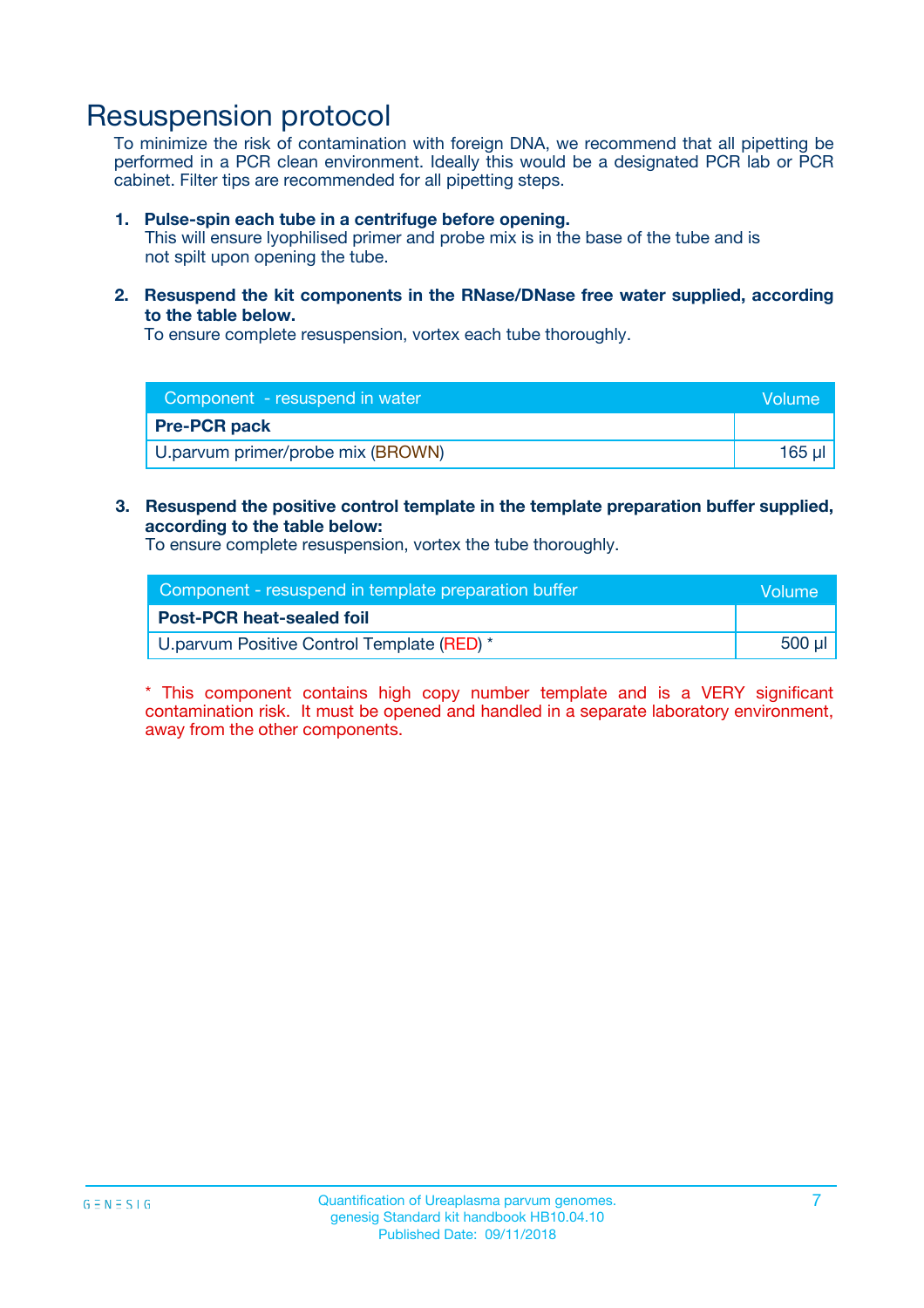# Resuspension protocol

To minimize the risk of contamination with foreign DNA, we recommend that all pipetting be performed in a PCR clean environment. Ideally this would be a designated PCR lab or PCR cabinet. Filter tips are recommended for all pipetting steps.

1. **Pulse-spin each tube in a centrifuge before opening.**
   This will ensure lyophilised primer and probe mix is in the base of the tube and is not spilt upon opening the tube.

2. **Resuspend the kit components in the RNase/DNase free water supplied, according to the table below.**
   To ensure complete resuspension, vortex each tube thoroughly.

| Component - resuspend in water | Volume |
|---|---|
| **Pre-PCR pack** | |
| U.parvum primer/probe mix (BROWN) | 165 µl |

3. **Resuspend the positive control template in the template preparation buffer supplied, according to the table below:**
   To ensure complete resuspension, vortex the tube thoroughly.

| Component - resuspend in template preparation buffer | Volume |
|---|---|
| **Post-PCR heat-sealed foil** | |
| U.parvum Positive Control Template (RED) * | 500 µl |

* This component contains high copy number template and is a VERY significant contamination risk. It must be opened and handled in a separate laboratory environment, away from the other components.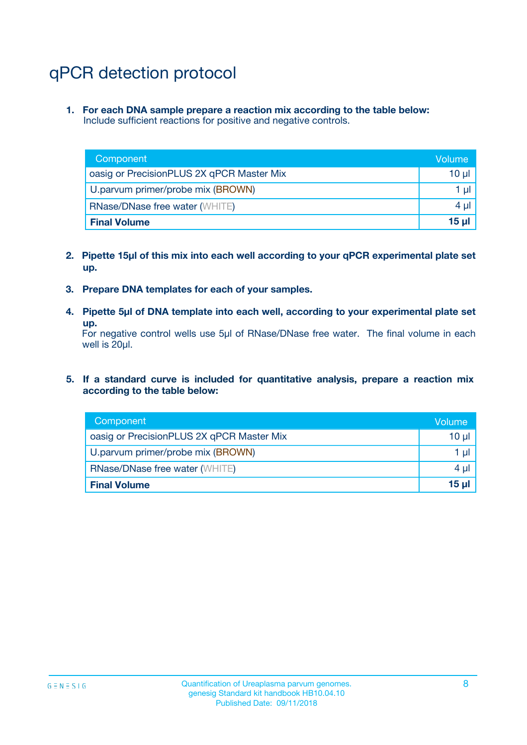# qPCR detection protocol

1. **For each DNA sample prepare a reaction mix according to the table below:**
   Include sufficient reactions for positive and negative controls.

| Component | Volume |
|---|---|
| oasig or PrecisionPLUS 2X qPCR Master Mix | 10 µl |
| U.parvum primer/probe mix (BROWN) | 1 µl |
| RNase/DNase free water (WHITE) | 4 µl |
| **Final Volume** | **15 µl** |

2. **Pipette 15µl of this mix into each well according to your qPCR experimental plate set up.**

3. **Prepare DNA templates for each of your samples.**

4. **Pipette 5µl of DNA template into each well, according to your experimental plate set up.**
   For negative control wells use 5µl of RNase/DNase free water. The final volume in each well is 20µl.

5. **If a standard curve is included for quantitative analysis, prepare a reaction mix according to the table below:**

| Component | Volume |
|---|---|
| oasig or PrecisionPLUS 2X qPCR Master Mix | 10 µl |
| U.parvum primer/probe mix (BROWN) | 1 µl |
| RNase/DNase free water (WHITE) | 4 µl |
| **Final Volume** | **15 µl** |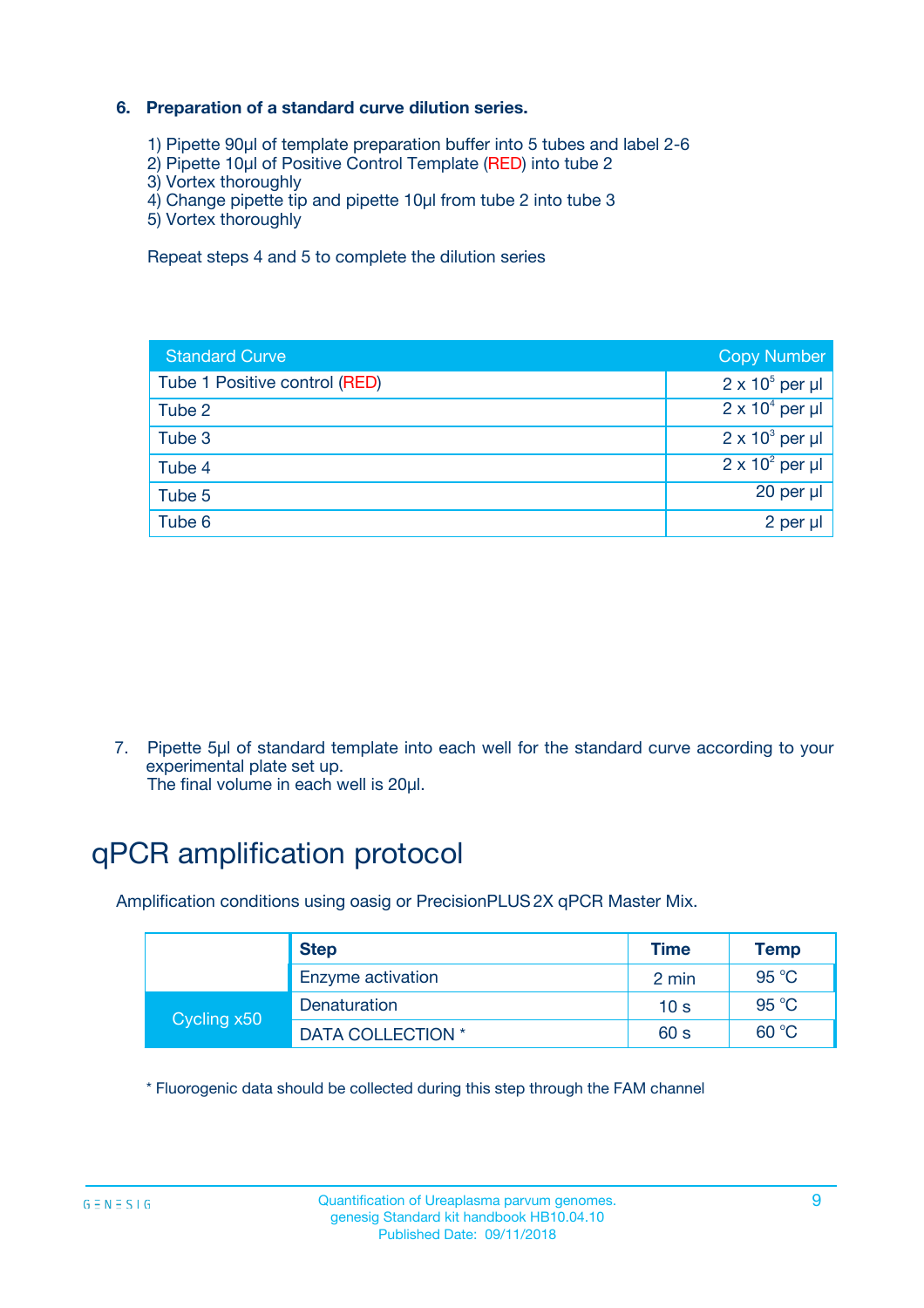### 6. Preparation of a standard curve dilution series.

1) Pipette 90µl of template preparation buffer into 5 tubes and label 2-6
2) Pipette 10µl of Positive Control Template (RED) into tube 2
3) Vortex thoroughly
4) Change pipette tip and pipette 10µl from tube 2 into tube 3
5) Vortex thoroughly

Repeat steps 4 and 5 to complete the dilution series

| Standard Curve | Copy Number |
|---|---|
| Tube 1 Positive control (RED) | $2 \times 10^5$ per µl |
| Tube 2 | $2 \times 10^4$ per µl |
| Tube 3 | $2 \times 10^3$ per µl |
| Tube 4 | $2 \times 10^2$ per µl |
| Tube 5 | 20 per µl |
| Tube 6 | 2 per µl |

7. Pipette 5µl of standard template into each well for the standard curve according to your experimental plate set up.
The final volume in each well is 20µl.

# qPCR amplification protocol

Amplification conditions using oasig or PrecisionPLUS 2X qPCR Master Mix.

| | Step | Time | Temp |
|---|---|---|---|
| | Enzyme activation | 2 min | 95 °C |
| Cycling x50 | Denaturation | 10 s | 95 °C |
| | DATA COLLECTION * | 60 s | 60 °C |

* Fluorogenic data should be collected during this step through the FAM channel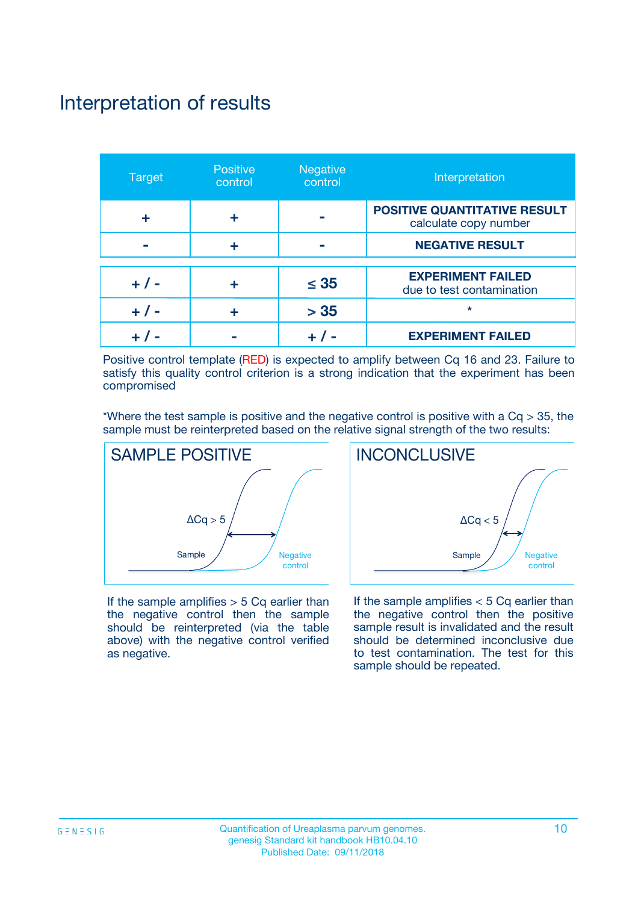# Interpretation of results

| Target | Positive control | Negative control | Interpretation |
|---|---|---|---|
| + | + | - | **POSITIVE QUANTITATIVE RESULT** calculate copy number |
| - | + | - | **NEGATIVE RESULT** |
| + / - | + | ≤ 35 | **EXPERIMENT FAILED** due to test contamination |
| + / - | + | > 35 | * |
| + / - | - | + / - | **EXPERIMENT FAILED** |

Positive control template (RED) is expected to amplify between Cq 16 and 23. Failure to satisfy this quality control criterion is a strong indication that the experiment has been compromised

*Where the test sample is positive and the negative control is positive with a Cq > 35, the sample must be reinterpreted based on the relative signal strength of the two results:

## SAMPLE POSITIVE

ΔCq > 5

Sample

Negative control

If the sample amplifies > 5 Cq earlier than the negative control then the sample should be reinterpreted (via the table above) with the negative control verified as negative.

## INCONCLUSIVE

ΔCq < 5

Sample

Negative control

If the sample amplifies < 5 Cq earlier than the negative control then the positive sample result is invalidated and the result should be determined inconclusive due to test contamination. The test for this sample should be repeated.